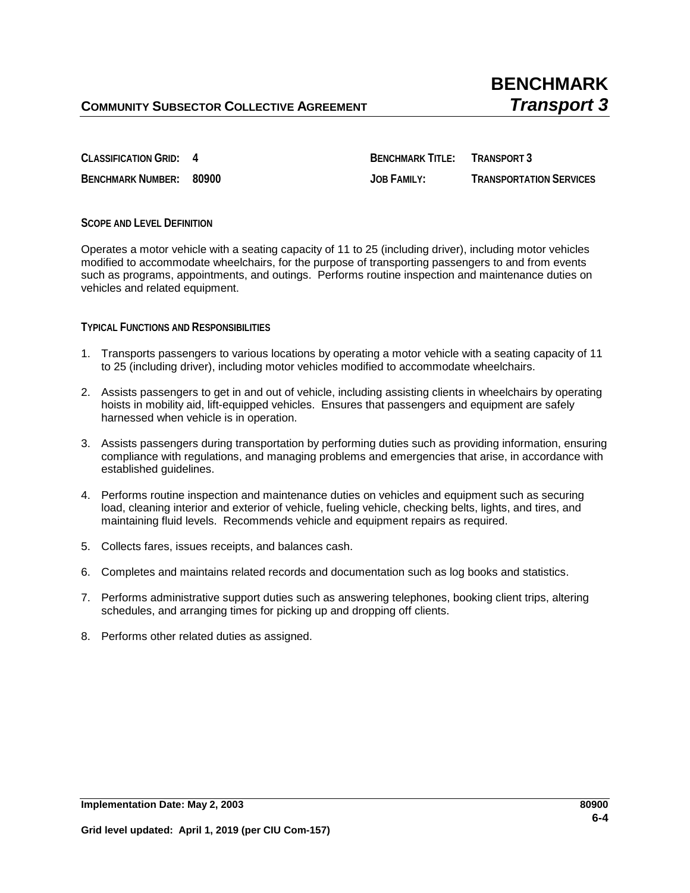# BENCHMARK
## COMMUNITY SUBSECTOR COLLECTIVE AGREEMENT — *Transport 3*

| | | | |
|---|---|---|---|
| **CLASSIFICATION GRID:** | **4** | **BENCHMARK TITLE:** | **TRANSPORT 3** |
| **BENCHMARK NUMBER:** | **80900** | **JOB FAMILY:** | **TRANSPORTATION SERVICES** |

### SCOPE AND LEVEL DEFINITION

Operates a motor vehicle with a seating capacity of 11 to 25 (including driver), including motor vehicles modified to accommodate wheelchairs, for the purpose of transporting passengers to and from events such as programs, appointments, and outings. Performs routine inspection and maintenance duties on vehicles and related equipment.

### TYPICAL FUNCTIONS AND RESPONSIBILITIES

1. Transports passengers to various locations by operating a motor vehicle with a seating capacity of 11 to 25 (including driver), including motor vehicles modified to accommodate wheelchairs.
2. Assists passengers to get in and out of vehicle, including assisting clients in wheelchairs by operating hoists in mobility aid, lift-equipped vehicles. Ensures that passengers and equipment are safely harnessed when vehicle is in operation.
3. Assists passengers during transportation by performing duties such as providing information, ensuring compliance with regulations, and managing problems and emergencies that arise, in accordance with established guidelines.
4. Performs routine inspection and maintenance duties on vehicles and equipment such as securing load, cleaning interior and exterior of vehicle, fueling vehicle, checking belts, lights, and tires, and maintaining fluid levels. Recommends vehicle and equipment repairs as required.
5. Collects fares, issues receipts, and balances cash.
6. Completes and maintains related records and documentation such as log books and statistics.
7. Performs administrative support duties such as answering telephones, booking client trips, altering schedules, and arranging times for picking up and dropping off clients.
8. Performs other related duties as assigned.

**Implementation Date: May 2, 2003**

**Grid level updated: April 1, 2019 (per CIU Com-157)**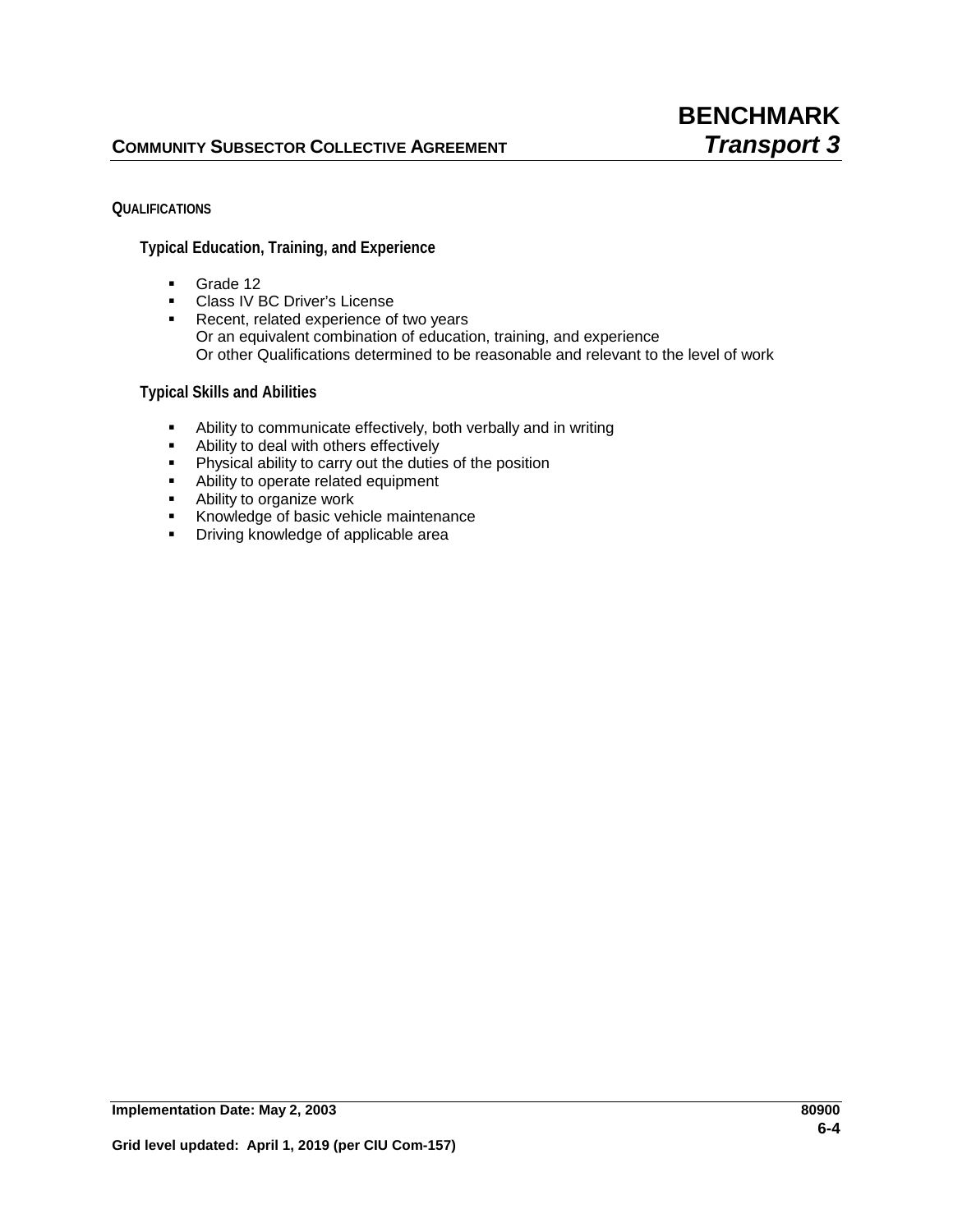**QUALIFICATIONS**

**Typical Education, Training, and Experience**

- Grade 12
- Class IV BC Driver's License
- Recent, related experience of two years
  Or an equivalent combination of education, training, and experience
  Or other Qualifications determined to be reasonable and relevant to the level of work

**Typical Skills and Abilities**

- Ability to communicate effectively, both verbally and in writing
- Ability to deal with others effectively
- Physical ability to carry out the duties of the position
- Ability to operate related equipment
- Ability to organize work
- Knowledge of basic vehicle maintenance
- Driving knowledge of applicable area